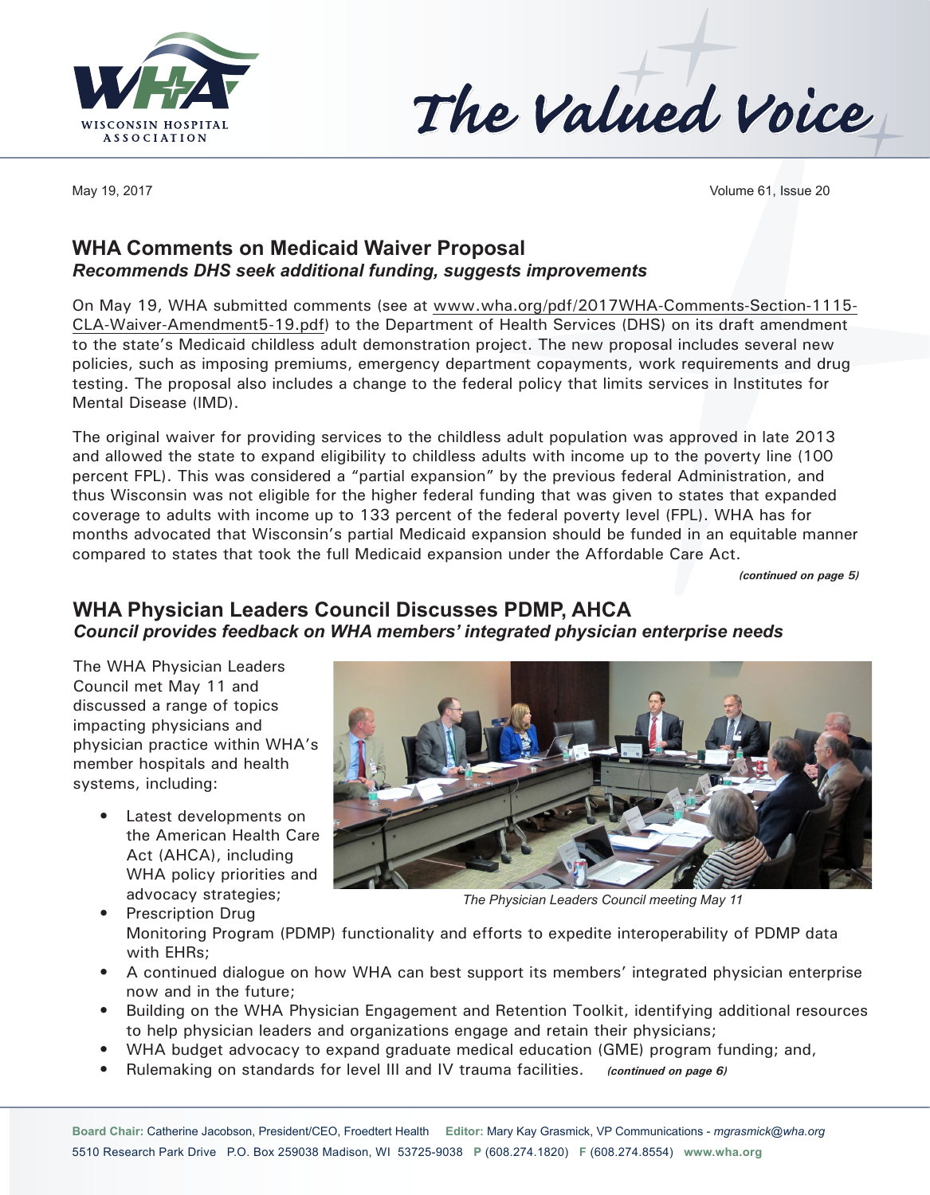# The Valued Voice

May 19, 2017

## WHA Comments on Medicaid Waiver Proposal

***Recommends DHS seek additional funding, suggests improvements***

On May 19, WHA submitted comments (see at www.wha.org/pdf/2017WHA-Comments-Section-1115-CLA-Waiver-Amendment5-19.pdf) to the Department of Health Services (DHS) on its draft amendment to the state's Medicaid childless adult demonstration project. The new proposal includes several new policies, such as imposing premiums, emergency department copayments, work requirements and drug testing. The proposal also includes a change to the federal policy that limits services in Institutes for Mental Disease (IMD).

The original waiver for providing services to the childless adult population was approved in late 2013 and allowed the state to expand eligibility to childless adults with income up to the poverty line (100 percent FPL). This was considered a "partial expansion" by the previous federal Administration, and thus Wisconsin was not eligible for the higher federal funding that was given to states that expanded coverage to adults with income up to 133 percent of the federal poverty level (FPL). WHA has for months advocated that Wisconsin's partial Medicaid expansion should be funded in an equitable manner compared to states that took the full Medicaid expansion under the Affordable Care Act.

***(continued on page 5)***

## WHA Physician Leaders Council Discusses PDMP, AHCA

***Council provides feedback on WHA members' integrated physician enterprise needs***

The WHA Physician Leaders Council met May 11 and discussed a range of topics impacting physicians and physician practice within WHA's member hospitals and health systems, including:

*The Physician Leaders Council meeting May 11*

- Latest developments on the American Health Care Act (AHCA), including WHA policy priorities and advocacy strategies;
- Prescription Drug Monitoring Program (PDMP) functionality and efforts to expedite interoperability of PDMP data with EHRs;
- A continued dialogue on how WHA can best support its members' integrated physician enterprise now and in the future;
- Building on the WHA Physician Engagement and Retention Toolkit, identifying additional resources to help physician leaders and organizations engage and retain their physicians;
- WHA budget advocacy to expand graduate medical education (GME) program funding; and,
- Rulemaking on standards for level III and IV trauma facilities. ***(continued on page 6)***

**Board Chair:** Catherine Jacobson, President/CEO, Froedtert Health **Editor:** Mary Kay Grasmick, VP Communications - *mgrasmick@wha.org*
5510 Research Park Drive P.O. Box 259038 Madison, WI 53725-9038 **P** (608.274.1820) **F** (608.274.8554) **www.wha.org**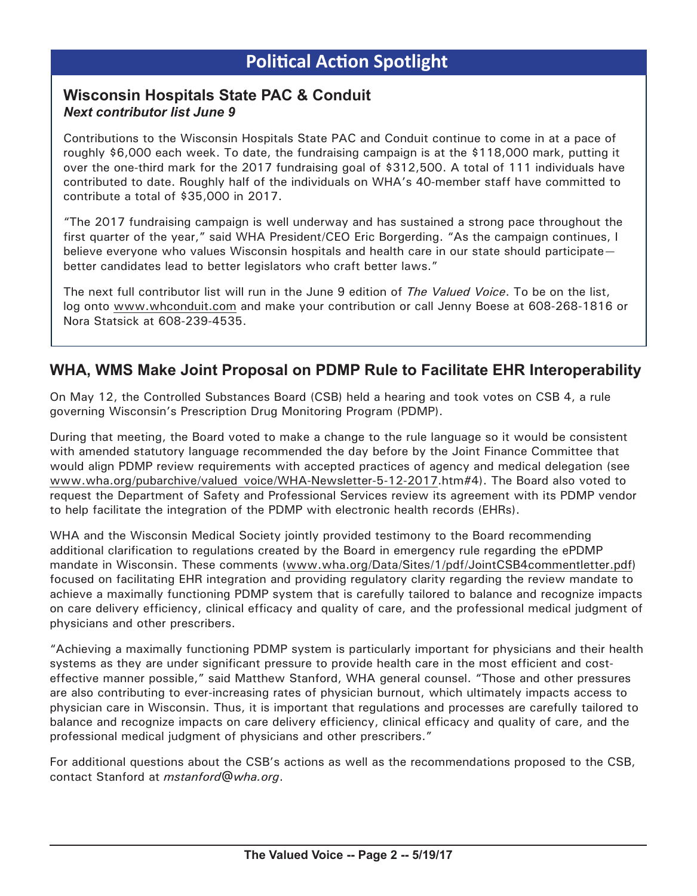## Political Action Spotlight

### Wisconsin Hospitals State PAC & Conduit

***Next contributor list June 9***

Contributions to the Wisconsin Hospitals State PAC and Conduit continue to come in at a pace of roughly $6,000 each week. To date, the fundraising campaign is at the $118,000 mark, putting it over the one-third mark for the 2017 fundraising goal of $312,500. A total of 111 individuals have contributed to date. Roughly half of the individuals on WHA's 40-member staff have committed to contribute a total of $35,000 in 2017.

"The 2017 fundraising campaign is well underway and has sustained a strong pace throughout the first quarter of the year," said WHA President/CEO Eric Borgerding. "As the campaign continues, I believe everyone who values Wisconsin hospitals and health care in our state should participate—better candidates lead to better legislators who craft better laws."

The next full contributor list will run in the June 9 edition of *The Valued Voice*. To be on the list, log onto www.whconduit.com and make your contribution or call Jenny Boese at 608-268-1816 or Nora Statsick at 608-239-4535.

## WHA, WMS Make Joint Proposal on PDMP Rule to Facilitate EHR Interoperability

On May 12, the Controlled Substances Board (CSB) held a hearing and took votes on CSB 4, a rule governing Wisconsin's Prescription Drug Monitoring Program (PDMP).

During that meeting, the Board voted to make a change to the rule language so it would be consistent with amended statutory language recommended the day before by the Joint Finance Committee that would align PDMP review requirements with accepted practices of agency and medical delegation (see www.wha.org/pubarchive/valued_voice/WHA-Newsletter-5-12-2017.htm#4). The Board also voted to request the Department of Safety and Professional Services review its agreement with its PDMP vendor to help facilitate the integration of the PDMP with electronic health records (EHRs).

WHA and the Wisconsin Medical Society jointly provided testimony to the Board recommending additional clarification to regulations created by the Board in emergency rule regarding the ePDMP mandate in Wisconsin. These comments (www.wha.org/Data/Sites/1/pdf/JointCSB4commentletter.pdf) focused on facilitating EHR integration and providing regulatory clarity regarding the review mandate to achieve a maximally functioning PDMP system that is carefully tailored to balance and recognize impacts on care delivery efficiency, clinical efficacy and quality of care, and the professional medical judgment of physicians and other prescribers.

"Achieving a maximally functioning PDMP system is particularly important for physicians and their health systems as they are under significant pressure to provide health care in the most efficient and cost-effective manner possible," said Matthew Stanford, WHA general counsel. "Those and other pressures are also contributing to ever-increasing rates of physician burnout, which ultimately impacts access to physician care in Wisconsin. Thus, it is important that regulations and processes are carefully tailored to balance and recognize impacts on care delivery efficiency, clinical efficacy and quality of care, and the professional medical judgment of physicians and other prescribers."

For additional questions about the CSB's actions as well as the recommendations proposed to the CSB, contact Stanford at *mstanford@wha.org*.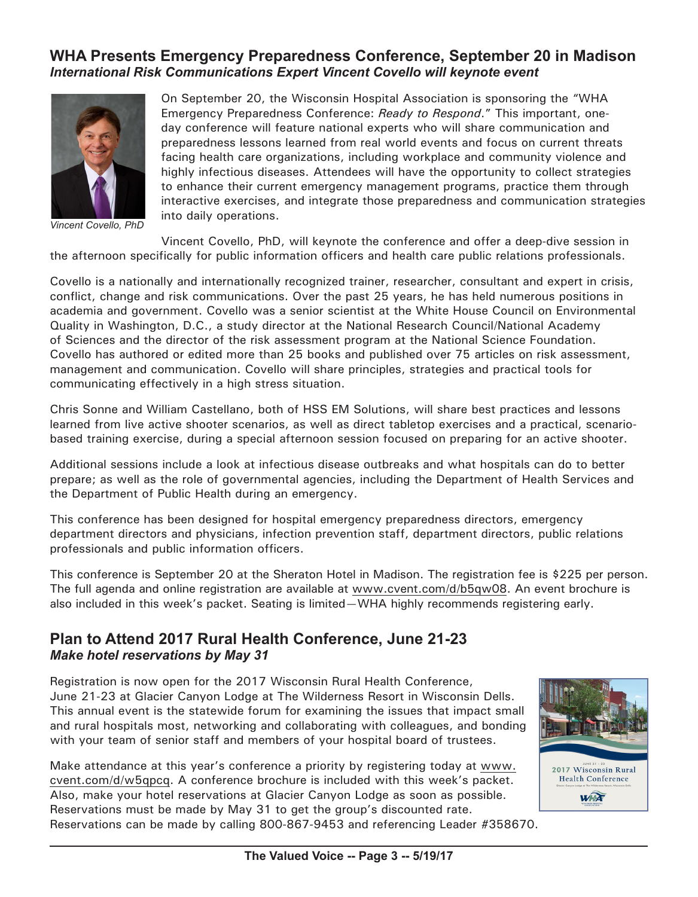## WHA Presents Emergency Preparedness Conference, September 20 in Madison

### *International Risk Communications Expert Vincent Covello will keynote event*

*Vincent Covello, PhD*

On September 20, the Wisconsin Hospital Association is sponsoring the "WHA Emergency Preparedness Conference: *Ready to Respond*." This important, one-day conference will feature national experts who will share communication and preparedness lessons learned from real world events and focus on current threats facing health care organizations, including workplace and community violence and highly infectious diseases. Attendees will have the opportunity to collect strategies to enhance their current emergency management programs, practice them through interactive exercises, and integrate those preparedness and communication strategies into daily operations.

Vincent Covello, PhD, will keynote the conference and offer a deep-dive session in the afternoon specifically for public information officers and health care public relations professionals.

Covello is a nationally and internationally recognized trainer, researcher, consultant and expert in crisis, conflict, change and risk communications. Over the past 25 years, he has held numerous positions in academia and government. Covello was a senior scientist at the White House Council on Environmental Quality in Washington, D.C., a study director at the National Research Council/National Academy of Sciences and the director of the risk assessment program at the National Science Foundation. Covello has authored or edited more than 25 books and published over 75 articles on risk assessment, management and communication. Covello will share principles, strategies and practical tools for communicating effectively in a high stress situation.

Chris Sonne and William Castellano, both of HSS EM Solutions, will share best practices and lessons learned from live active shooter scenarios, as well as direct tabletop exercises and a practical, scenario-based training exercise, during a special afternoon session focused on preparing for an active shooter.

Additional sessions include a look at infectious disease outbreaks and what hospitals can do to better prepare; as well as the role of governmental agencies, including the Department of Health Services and the Department of Public Health during an emergency.

This conference has been designed for hospital emergency preparedness directors, emergency department directors and physicians, infection prevention staff, department directors, public relations professionals and public information officers.

This conference is September 20 at the Sheraton Hotel in Madison. The registration fee is $225 per person. The full agenda and online registration are available at www.cvent.com/d/b5qw08. An event brochure is also included in this week's packet. Seating is limited—WHA highly recommends registering early.

## Plan to Attend 2017 Rural Health Conference, June 21-23

### *Make hotel reservations by May 31*

Registration is now open for the 2017 Wisconsin Rural Health Conference, June 21-23 at Glacier Canyon Lodge at The Wilderness Resort in Wisconsin Dells. This annual event is the statewide forum for examining the issues that impact small and rural hospitals most, networking and collaborating with colleagues, and bonding with your team of senior staff and members of your hospital board of trustees.

Make attendance at this year's conference a priority by registering today at www.cvent.com/d/w5qpcq. A conference brochure is included with this week's packet. Also, make your hotel reservations at Glacier Canyon Lodge as soon as possible. Reservations must be made by May 31 to get the group's discounted rate. Reservations can be made by calling 800-867-9453 and referencing Leader #358670.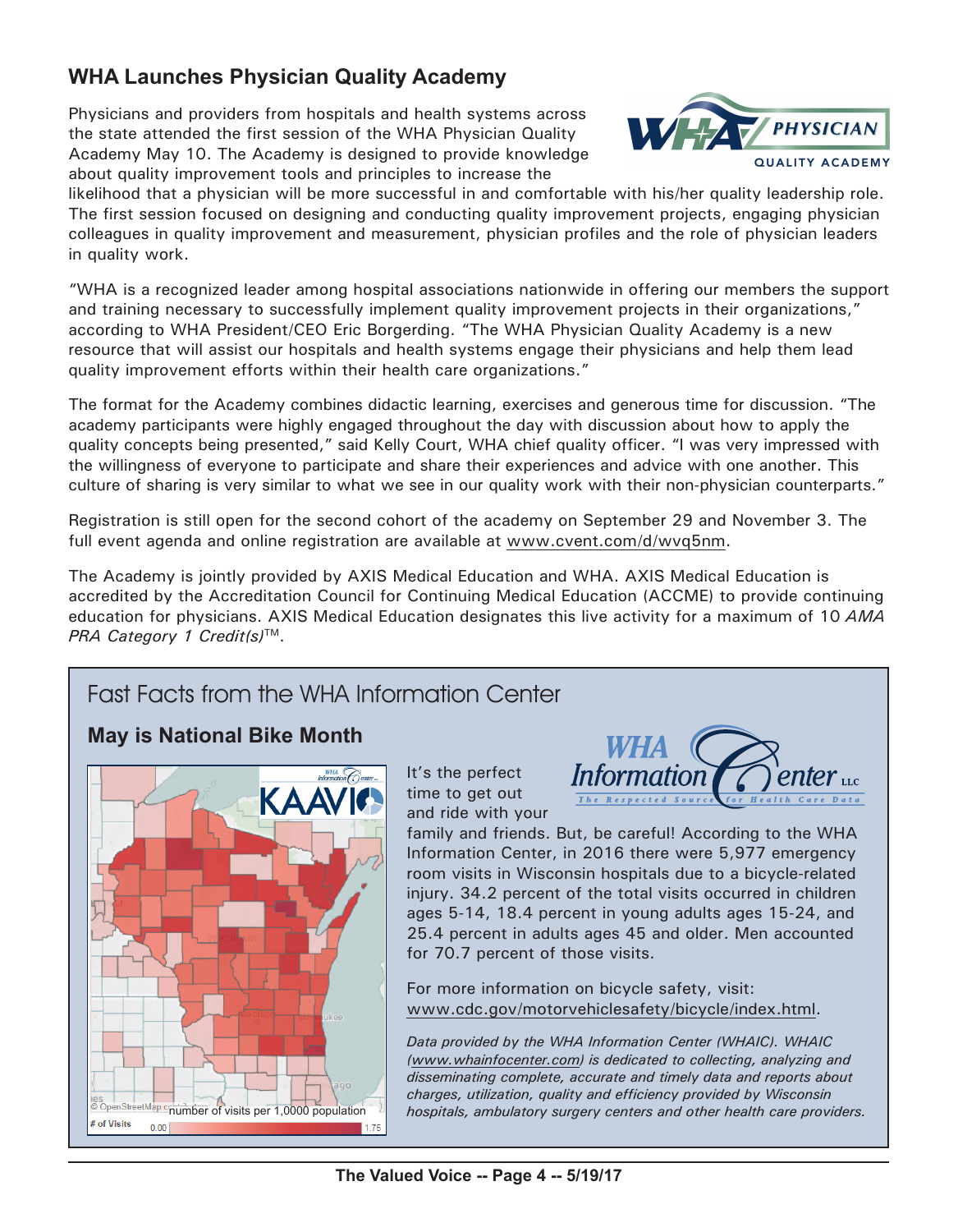## WHA Launches Physician Quality Academy

Physicians and providers from hospitals and health systems across the state attended the first session of the WHA Physician Quality Academy May 10. The Academy is designed to provide knowledge about quality improvement tools and principles to increase the likelihood that a physician will be more successful in and comfortable with his/her quality leadership role. The first session focused on designing and conducting quality improvement projects, engaging physician colleagues in quality improvement and measurement, physician profiles and the role of physician leaders in quality work.

"WHA is a recognized leader among hospital associations nationwide in offering our members the support and training necessary to successfully implement quality improvement projects in their organizations," according to WHA President/CEO Eric Borgerding. "The WHA Physician Quality Academy is a new resource that will assist our hospitals and health systems engage their physicians and help them lead quality improvement efforts within their health care organizations."

The format for the Academy combines didactic learning, exercises and generous time for discussion. "The academy participants were highly engaged throughout the day with discussion about how to apply the quality concepts being presented," said Kelly Court, WHA chief quality officer. "I was very impressed with the willingness of everyone to participate and share their experiences and advice with one another. This culture of sharing is very similar to what we see in our quality work with their non-physician counterparts."

Registration is still open for the second cohort of the academy on September 29 and November 3. The full event agenda and online registration are available at www.cvent.com/d/wvq5nm.

The Academy is jointly provided by AXIS Medical Education and WHA. AXIS Medical Education is accredited by the Accreditation Council for Continuing Medical Education (ACCME) to provide continuing education for physicians. AXIS Medical Education designates this live activity for a maximum of 10 *AMA PRA Category 1 Credit(s)*™.

## Fast Facts from the WHA Information Center

### May is National Bike Month

number of visits per 1,0000 population

# of Visits 0.00 – 1.75

It's the perfect time to get out and ride with your family and friends. But, be careful! According to the WHA Information Center, in 2016 there were 5,977 emergency room visits in Wisconsin hospitals due to a bicycle-related injury. 34.2 percent of the total visits occurred in children ages 5-14, 18.4 percent in young adults ages 15-24, and 25.4 percent in adults ages 45 and older. Men accounted for 70.7 percent of those visits.

For more information on bicycle safety, visit: www.cdc.gov/motorvehiclesafety/bicycle/index.html.

*Data provided by the WHA Information Center (WHAIC). WHAIC (www.whainfocenter.com) is dedicated to collecting, analyzing and disseminating complete, accurate and timely data and reports about charges, utilization, quality and efficiency provided by Wisconsin hospitals, ambulatory surgery centers and other health care providers.*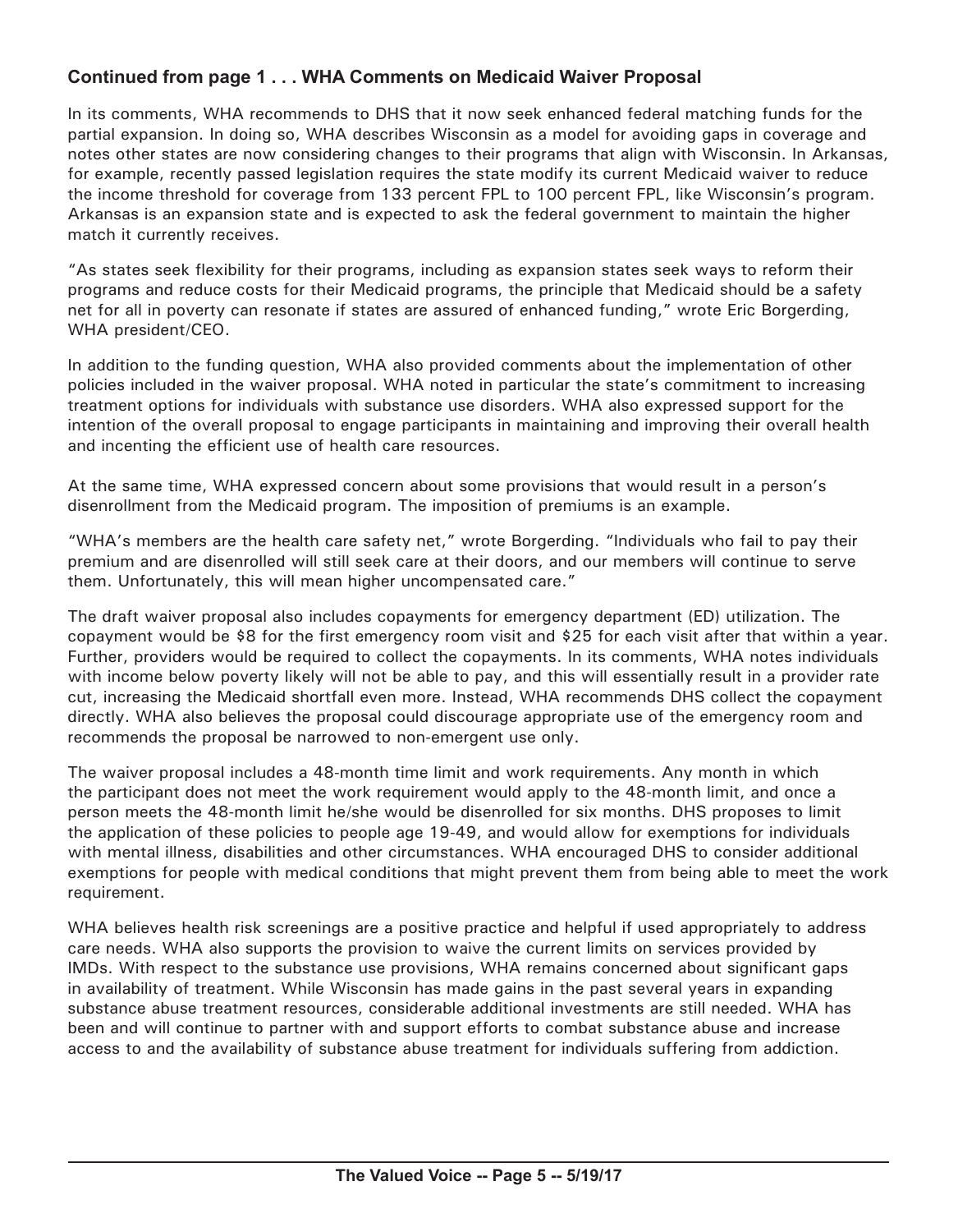## Continued from page 1 . . . WHA Comments on Medicaid Waiver Proposal

In its comments, WHA recommends to DHS that it now seek enhanced federal matching funds for the partial expansion. In doing so, WHA describes Wisconsin as a model for avoiding gaps in coverage and notes other states are now considering changes to their programs that align with Wisconsin. In Arkansas, for example, recently passed legislation requires the state modify its current Medicaid waiver to reduce the income threshold for coverage from 133 percent FPL to 100 percent FPL, like Wisconsin's program. Arkansas is an expansion state and is expected to ask the federal government to maintain the higher match it currently receives.

"As states seek flexibility for their programs, including as expansion states seek ways to reform their programs and reduce costs for their Medicaid programs, the principle that Medicaid should be a safety net for all in poverty can resonate if states are assured of enhanced funding," wrote Eric Borgerding, WHA president/CEO.

In addition to the funding question, WHA also provided comments about the implementation of other policies included in the waiver proposal. WHA noted in particular the state's commitment to increasing treatment options for individuals with substance use disorders. WHA also expressed support for the intention of the overall proposal to engage participants in maintaining and improving their overall health and incenting the efficient use of health care resources.

At the same time, WHA expressed concern about some provisions that would result in a person's disenrollment from the Medicaid program. The imposition of premiums is an example.

"WHA's members are the health care safety net," wrote Borgerding. "Individuals who fail to pay their premium and are disenrolled will still seek care at their doors, and our members will continue to serve them. Unfortunately, this will mean higher uncompensated care."

The draft waiver proposal also includes copayments for emergency department (ED) utilization. The copayment would be $8 for the first emergency room visit and $25 for each visit after that within a year. Further, providers would be required to collect the copayments. In its comments, WHA notes individuals with income below poverty likely will not be able to pay, and this will essentially result in a provider rate cut, increasing the Medicaid shortfall even more. Instead, WHA recommends DHS collect the copayment directly. WHA also believes the proposal could discourage appropriate use of the emergency room and recommends the proposal be narrowed to non-emergent use only.

The waiver proposal includes a 48-month time limit and work requirements. Any month in which the participant does not meet the work requirement would apply to the 48-month limit, and once a person meets the 48-month limit he/she would be disenrolled for six months. DHS proposes to limit the application of these policies to people age 19-49, and would allow for exemptions for individuals with mental illness, disabilities and other circumstances. WHA encouraged DHS to consider additional exemptions for people with medical conditions that might prevent them from being able to meet the work requirement.

WHA believes health risk screenings are a positive practice and helpful if used appropriately to address care needs. WHA also supports the provision to waive the current limits on services provided by IMDs. With respect to the substance use provisions, WHA remains concerned about significant gaps in availability of treatment. While Wisconsin has made gains in the past several years in expanding substance abuse treatment resources, considerable additional investments are still needed. WHA has been and will continue to partner with and support efforts to combat substance abuse and increase access to and the availability of substance abuse treatment for individuals suffering from addiction.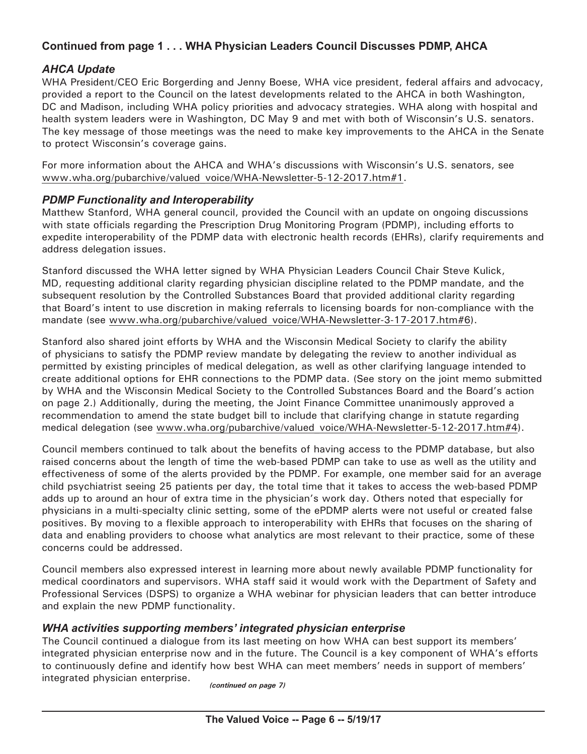## Continued from page 1 . . . WHA Physician Leaders Council Discusses PDMP, AHCA

### *AHCA Update*

WHA President/CEO Eric Borgerding and Jenny Boese, WHA vice president, federal affairs and advocacy, provided a report to the Council on the latest developments related to the AHCA in both Washington, DC and Madison, including WHA policy priorities and advocacy strategies. WHA along with hospital and health system leaders were in Washington, DC May 9 and met with both of Wisconsin's U.S. senators. The key message of those meetings was the need to make key improvements to the AHCA in the Senate to protect Wisconsin's coverage gains.

For more information about the AHCA and WHA's discussions with Wisconsin's U.S. senators, see www.wha.org/pubarchive/valued_voice/WHA-Newsletter-5-12-2017.htm#1.

### *PDMP Functionality and Interoperability*

Matthew Stanford, WHA general council, provided the Council with an update on ongoing discussions with state officials regarding the Prescription Drug Monitoring Program (PDMP), including efforts to expedite interoperability of the PDMP data with electronic health records (EHRs), clarify requirements and address delegation issues.

Stanford discussed the WHA letter signed by WHA Physician Leaders Council Chair Steve Kulick, MD, requesting additional clarity regarding physician discipline related to the PDMP mandate, and the subsequent resolution by the Controlled Substances Board that provided additional clarity regarding that Board's intent to use discretion in making referrals to licensing boards for non-compliance with the mandate (see www.wha.org/pubarchive/valued_voice/WHA-Newsletter-3-17-2017.htm#6).

Stanford also shared joint efforts by WHA and the Wisconsin Medical Society to clarify the ability of physicians to satisfy the PDMP review mandate by delegating the review to another individual as permitted by existing principles of medical delegation, as well as other clarifying language intended to create additional options for EHR connections to the PDMP data. (See story on the joint memo submitted by WHA and the Wisconsin Medical Society to the Controlled Substances Board and the Board's action on page 2.) Additionally, during the meeting, the Joint Finance Committee unanimously approved a recommendation to amend the state budget bill to include that clarifying change in statute regarding medical delegation (see www.wha.org/pubarchive/valued_voice/WHA-Newsletter-5-12-2017.htm#4).

Council members continued to talk about the benefits of having access to the PDMP database, but also raised concerns about the length of time the web-based PDMP can take to use as well as the utility and effectiveness of some of the alerts provided by the PDMP. For example, one member said for an average child psychiatrist seeing 25 patients per day, the total time that it takes to access the web-based PDMP adds up to around an hour of extra time in the physician's work day. Others noted that especially for physicians in a multi-specialty clinic setting, some of the ePDMP alerts were not useful or created false positives. By moving to a flexible approach to interoperability with EHRs that focuses on the sharing of data and enabling providers to choose what analytics are most relevant to their practice, some of these concerns could be addressed.

Council members also expressed interest in learning more about newly available PDMP functionality for medical coordinators and supervisors. WHA staff said it would work with the Department of Safety and Professional Services (DSPS) to organize a WHA webinar for physician leaders that can better introduce and explain the new PDMP functionality.

### *WHA activities supporting members' integrated physician enterprise*

The Council continued a dialogue from its last meeting on how WHA can best support its members' integrated physician enterprise now and in the future. The Council is a key component of WHA's efforts to continuously define and identify how best WHA can meet members' needs in support of members' integrated physician enterprise.

*(continued on page 7)*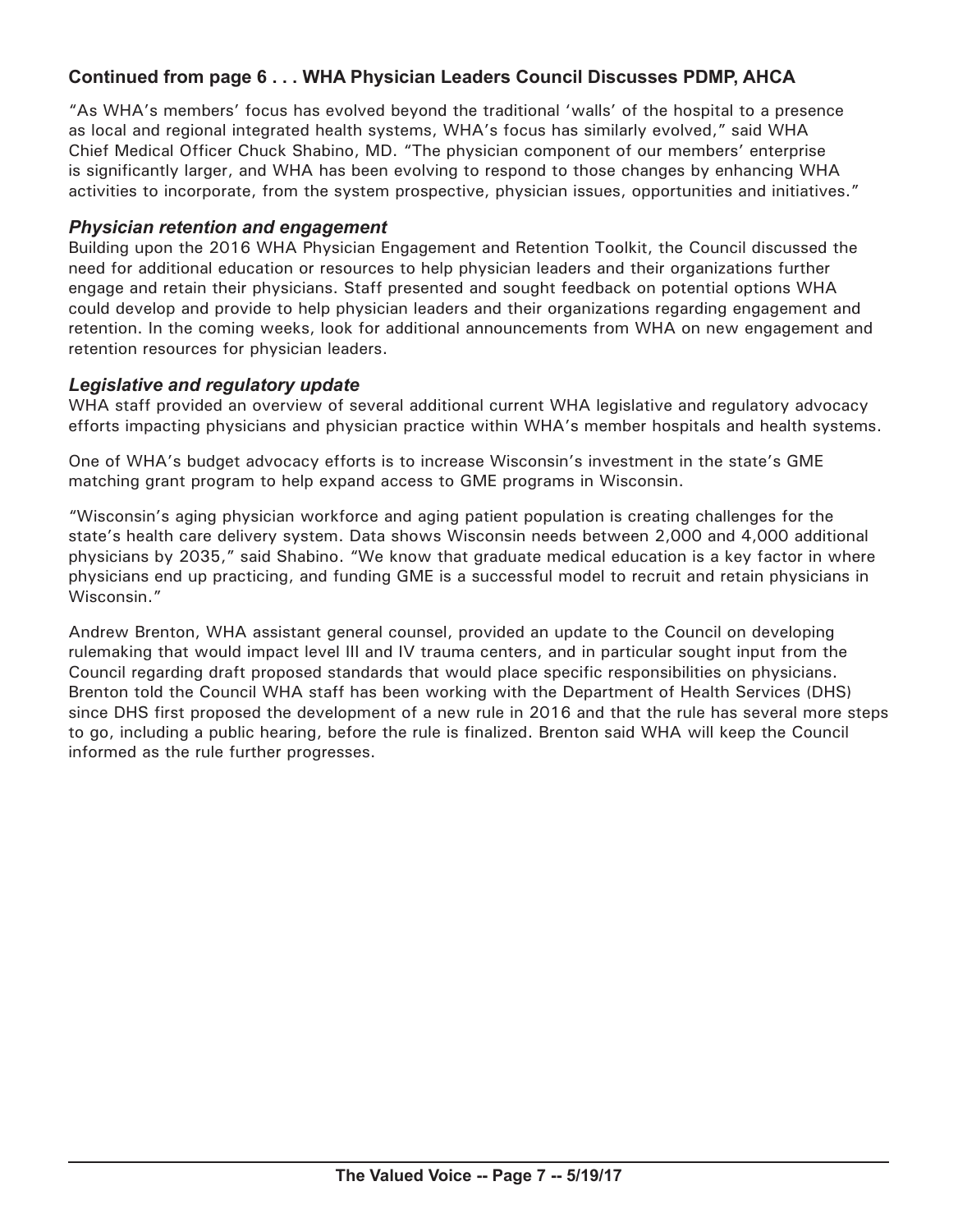### Continued from page 6 . . . WHA Physician Leaders Council Discusses PDMP, AHCA

"As WHA's members' focus has evolved beyond the traditional 'walls' of the hospital to a presence as local and regional integrated health systems, WHA's focus has similarly evolved," said WHA Chief Medical Officer Chuck Shabino, MD. "The physician component of our members' enterprise is significantly larger, and WHA has been evolving to respond to those changes by enhancing WHA activities to incorporate, from the system prospective, physician issues, opportunities and initiatives."

#### *Physician retention and engagement*

Building upon the 2016 WHA Physician Engagement and Retention Toolkit, the Council discussed the need for additional education or resources to help physician leaders and their organizations further engage and retain their physicians. Staff presented and sought feedback on potential options WHA could develop and provide to help physician leaders and their organizations regarding engagement and retention. In the coming weeks, look for additional announcements from WHA on new engagement and retention resources for physician leaders.

#### *Legislative and regulatory update*

WHA staff provided an overview of several additional current WHA legislative and regulatory advocacy efforts impacting physicians and physician practice within WHA's member hospitals and health systems.

One of WHA's budget advocacy efforts is to increase Wisconsin's investment in the state's GME matching grant program to help expand access to GME programs in Wisconsin.

"Wisconsin's aging physician workforce and aging patient population is creating challenges for the state's health care delivery system. Data shows Wisconsin needs between 2,000 and 4,000 additional physicians by 2035," said Shabino. "We know that graduate medical education is a key factor in where physicians end up practicing, and funding GME is a successful model to recruit and retain physicians in Wisconsin."

Andrew Brenton, WHA assistant general counsel, provided an update to the Council on developing rulemaking that would impact level III and IV trauma centers, and in particular sought input from the Council regarding draft proposed standards that would place specific responsibilities on physicians. Brenton told the Council WHA staff has been working with the Department of Health Services (DHS) since DHS first proposed the development of a new rule in 2016 and that the rule has several more steps to go, including a public hearing, before the rule is finalized. Brenton said WHA will keep the Council informed as the rule further progresses.